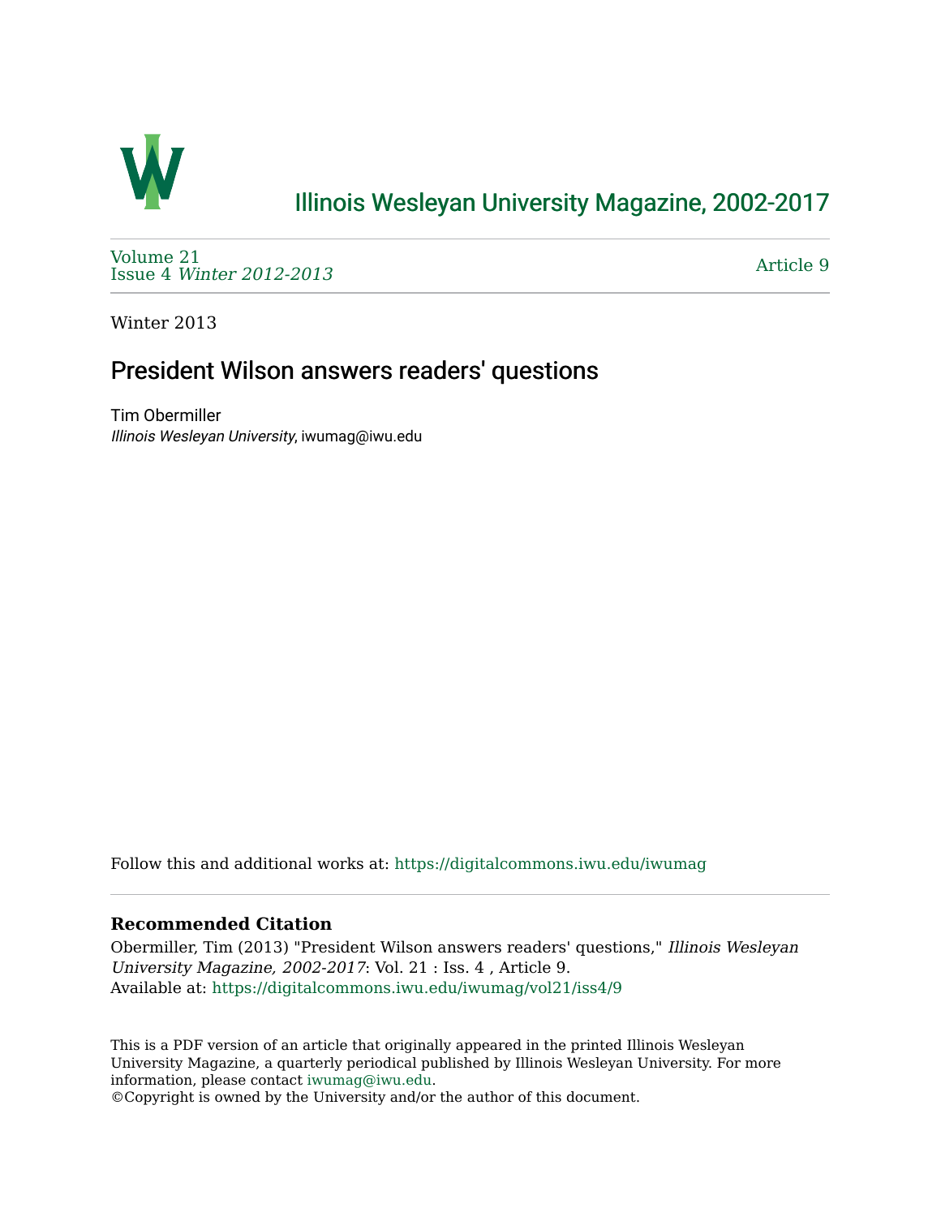# Illinois Wesleyan University Magazine, 2002-2017

Volume 21
Issue 4 *Winter 2012-2013*

Article 9

Winter 2013

## President Wilson answers readers' questions

Tim Obermiller
*Illinois Wesleyan University*, iwumag@iwu.edu

Follow this and additional works at: https://digitalcommons.iwu.edu/iwumag

### Recommended Citation

Obermiller, Tim (2013) "President Wilson answers readers' questions," *Illinois Wesleyan University Magazine, 2002-2017*: Vol. 21 : Iss. 4 , Article 9.
Available at: https://digitalcommons.iwu.edu/iwumag/vol21/iss4/9

This is a PDF version of an article that originally appeared in the printed Illinois Wesleyan University Magazine, a quarterly periodical published by Illinois Wesleyan University. For more information, please contact iwumag@iwu.edu.
©Copyright is owned by the University and/or the author of this document.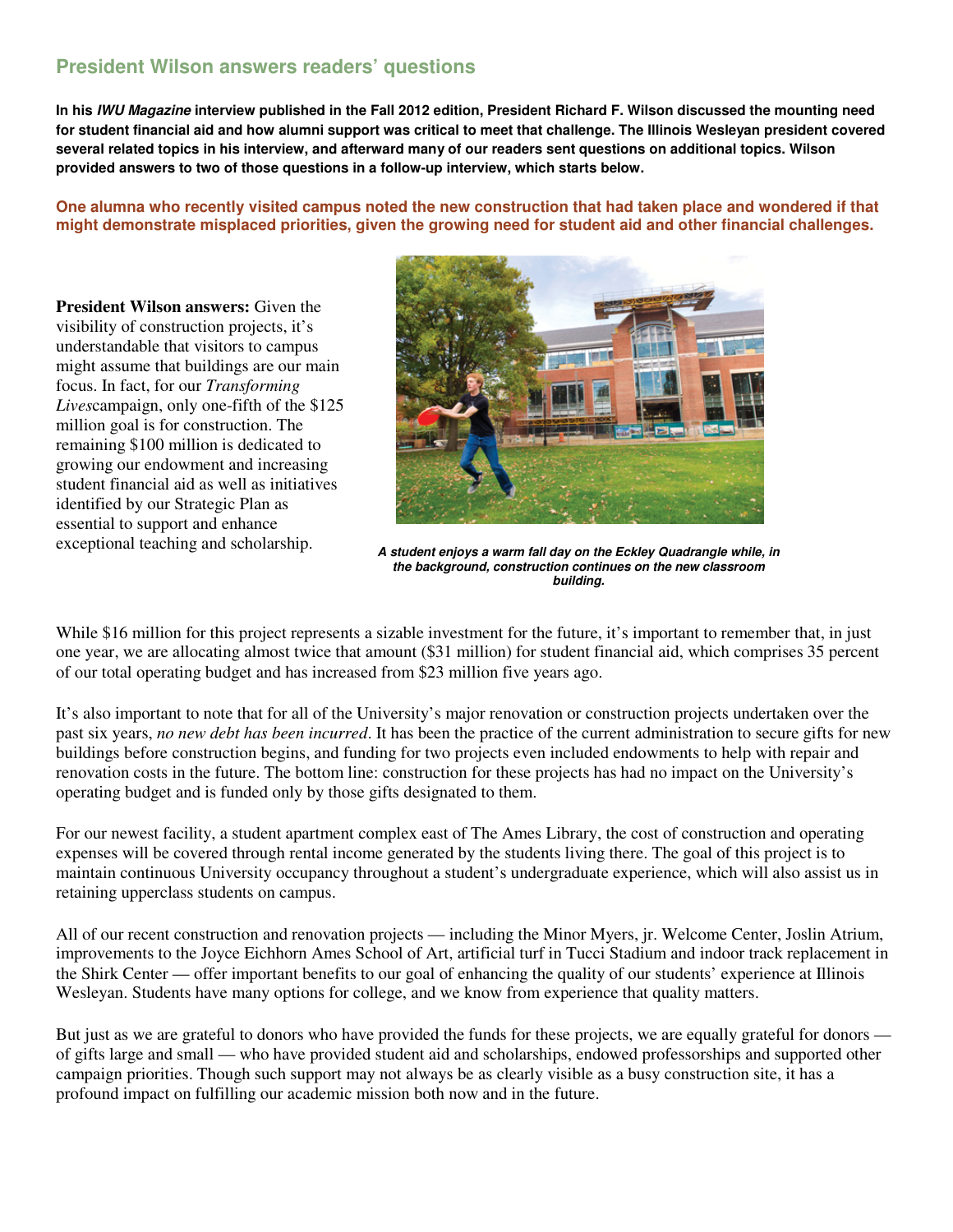## President Wilson answers readers' questions

**In his *IWU Magazine* interview published in the Fall 2012 edition, President Richard F. Wilson discussed the mounting need for student financial aid and how alumni support was critical to meet that challenge. The Illinois Wesleyan president covered several related topics in his interview, and afterward many of our readers sent questions on additional topics. Wilson provided answers to two of those questions in a follow-up interview, which starts below.**

**One alumna who recently visited campus noted the new construction that had taken place and wondered if that might demonstrate misplaced priorities, given the growing need for student aid and other financial challenges.**

**President Wilson answers:** Given the visibility of construction projects, it's understandable that visitors to campus might assume that buildings are our main focus. In fact, for our *Transforming Lives*campaign, only one-fifth of the $125 million goal is for construction. The remaining $100 million is dedicated to growing our endowment and increasing student financial aid as well as initiatives identified by our Strategic Plan as essential to support and enhance exceptional teaching and scholarship.

***A student enjoys a warm fall day on the Eckley Quadrangle while, in the background, construction continues on the new classroom building.***

While $16 million for this project represents a sizable investment for the future, it's important to remember that, in just one year, we are allocating almost twice that amount ($31 million) for student financial aid, which comprises 35 percent of our total operating budget and has increased from $23 million five years ago.

It's also important to note that for all of the University's major renovation or construction projects undertaken over the past six years, *no new debt has been incurred*. It has been the practice of the current administration to secure gifts for new buildings before construction begins, and funding for two projects even included endowments to help with repair and renovation costs in the future. The bottom line: construction for these projects has had no impact on the University's operating budget and is funded only by those gifts designated to them.

For our newest facility, a student apartment complex east of The Ames Library, the cost of construction and operating expenses will be covered through rental income generated by the students living there. The goal of this project is to maintain continuous University occupancy throughout a student's undergraduate experience, which will also assist us in retaining upperclass students on campus.

All of our recent construction and renovation projects — including the Minor Myers, jr. Welcome Center, Joslin Atrium, improvements to the Joyce Eichhorn Ames School of Art, artificial turf in Tucci Stadium and indoor track replacement in the Shirk Center — offer important benefits to our goal of enhancing the quality of our students' experience at Illinois Wesleyan. Students have many options for college, and we know from experience that quality matters.

But just as we are grateful to donors who have provided the funds for these projects, we are equally grateful for donors — of gifts large and small — who have provided student aid and scholarships, endowed professorships and supported other campaign priorities. Though such support may not always be as clearly visible as a busy construction site, it has a profound impact on fulfilling our academic mission both now and in the future.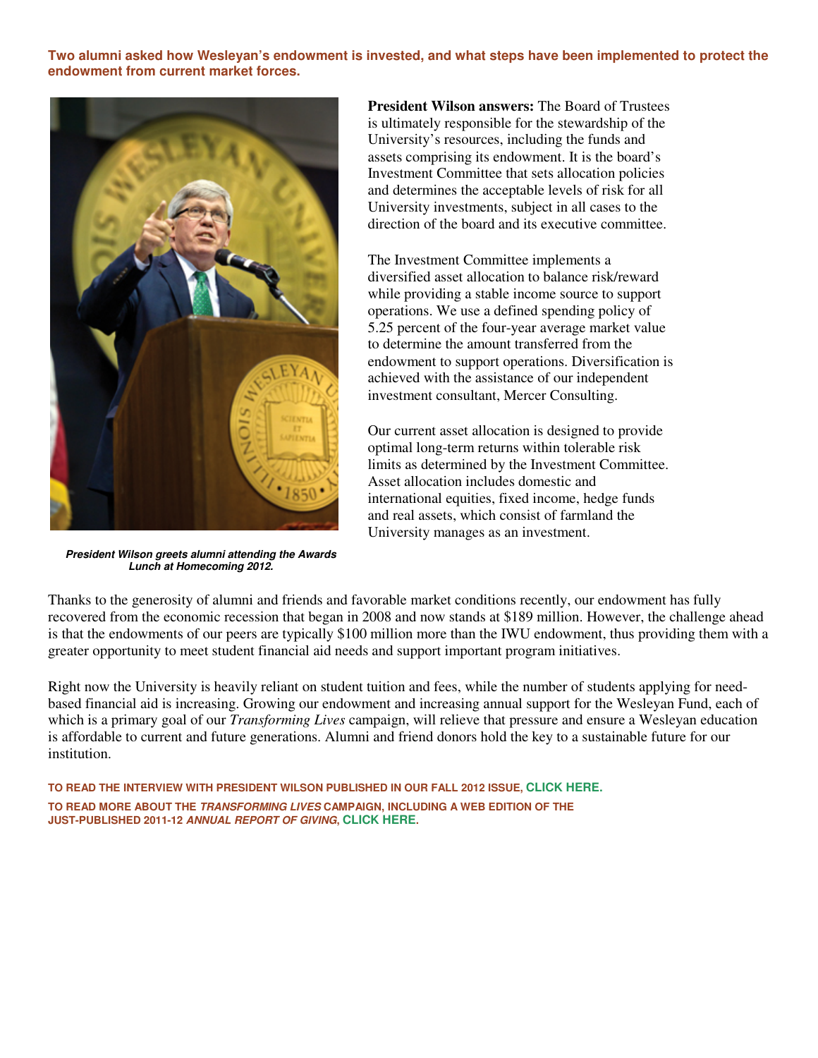**Two alumni asked how Wesleyan's endowment is invested, and what steps have been implemented to protect the endowment from current market forces.**

*President Wilson greets alumni attending the Awards Lunch at Homecoming 2012.*

**President Wilson answers:** The Board of Trustees is ultimately responsible for the stewardship of the University's resources, including the funds and assets comprising its endowment. It is the board's Investment Committee that sets allocation policies and determines the acceptable levels of risk for all University investments, subject in all cases to the direction of the board and its executive committee.

The Investment Committee implements a diversified asset allocation to balance risk/reward while providing a stable income source to support operations. We use a defined spending policy of 5.25 percent of the four-year average market value to determine the amount transferred from the endowment to support operations. Diversification is achieved with the assistance of our independent investment consultant, Mercer Consulting.

Our current asset allocation is designed to provide optimal long-term returns within tolerable risk limits as determined by the Investment Committee. Asset allocation includes domestic and international equities, fixed income, hedge funds and real assets, which consist of farmland the University manages as an investment.

Thanks to the generosity of alumni and friends and favorable market conditions recently, our endowment has fully recovered from the economic recession that began in 2008 and now stands at $189 million. However, the challenge ahead is that the endowments of our peers are typically $100 million more than the IWU endowment, thus providing them with a greater opportunity to meet student financial aid needs and support important program initiatives.

Right now the University is heavily reliant on student tuition and fees, while the number of students applying for need-based financial aid is increasing. Growing our endowment and increasing annual support for the Wesleyan Fund, each of which is a primary goal of our *Transforming Lives* campaign, will relieve that pressure and ensure a Wesleyan education is affordable to current and future generations. Alumni and friend donors hold the key to a sustainable future for our institution.

**TO READ THE INTERVIEW WITH PRESIDENT WILSON PUBLISHED IN OUR FALL 2012 ISSUE, CLICK HERE.**

**TO READ MORE ABOUT THE *TRANSFORMING LIVES* CAMPAIGN, INCLUDING A WEB EDITION OF THE JUST-PUBLISHED 2011-12 *ANNUAL REPORT OF GIVING*, CLICK HERE.**